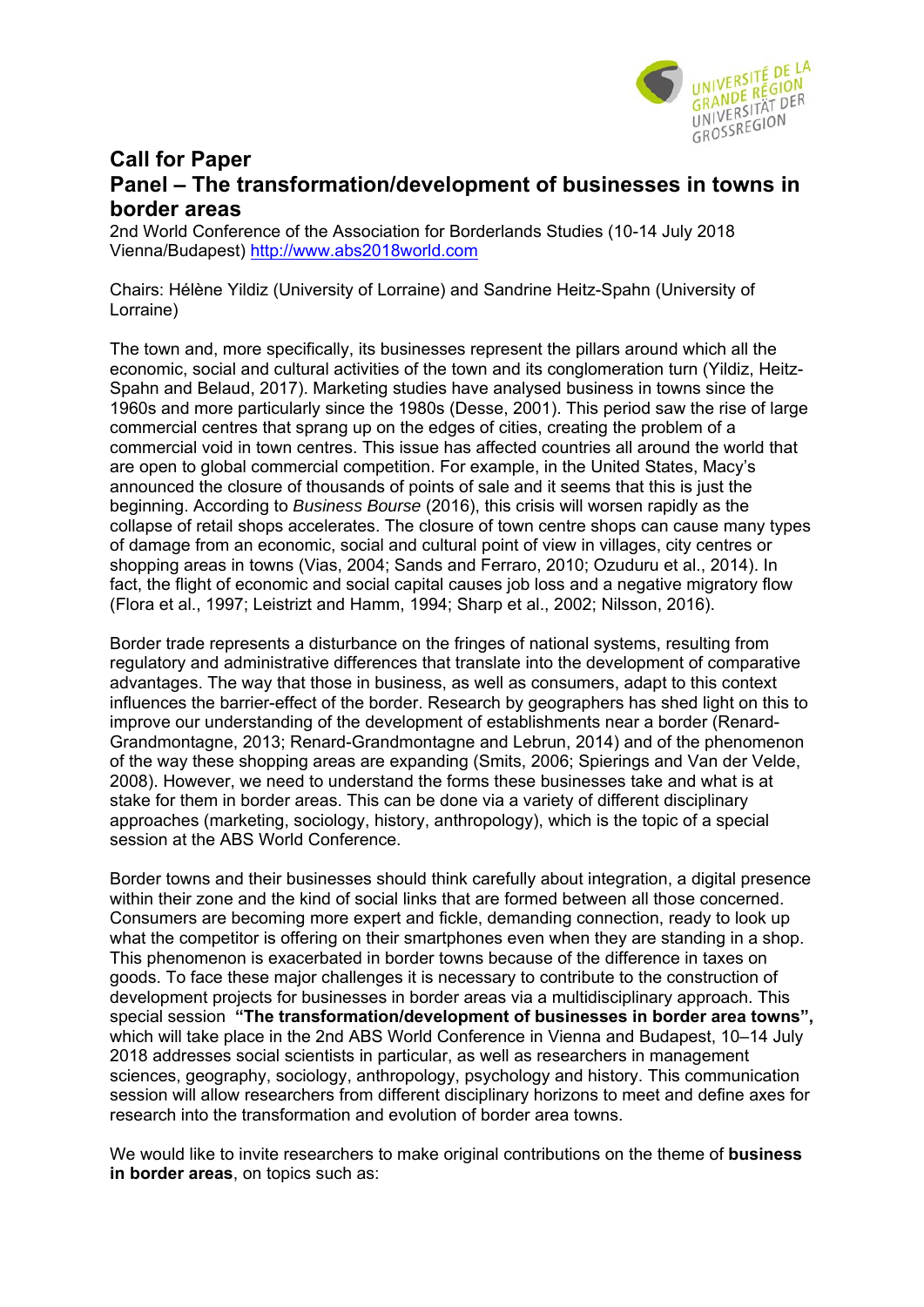# Call for Paper

# Panel – The transformation/development of businesses in towns in border areas

2nd World Conference of the Association for Borderlands Studies (10-14 July 2018 Vienna/Budapest) http://www.abs2018world.com

Chairs: Hélène Yildiz (University of Lorraine) and Sandrine Heitz-Spahn (University of Lorraine)

The town and, more specifically, its businesses represent the pillars around which all the economic, social and cultural activities of the town and its conglomeration turn (Yildiz, Heitz-Spahn and Belaud, 2017). Marketing studies have analysed business in towns since the 1960s and more particularly since the 1980s (Desse, 2001). This period saw the rise of large commercial centres that sprang up on the edges of cities, creating the problem of a commercial void in town centres. This issue has affected countries all around the world that are open to global commercial competition. For example, in the United States, Macy's announced the closure of thousands of points of sale and it seems that this is just the beginning. According to *Business Bourse* (2016), this crisis will worsen rapidly as the collapse of retail shops accelerates. The closure of town centre shops can cause many types of damage from an economic, social and cultural point of view in villages, city centres or shopping areas in towns (Vias, 2004; Sands and Ferraro, 2010; Ozuduru et al., 2014). In fact, the flight of economic and social capital causes job loss and a negative migratory flow (Flora et al., 1997; Leistrizt and Hamm, 1994; Sharp et al., 2002; Nilsson, 2016).

Border trade represents a disturbance on the fringes of national systems, resulting from regulatory and administrative differences that translate into the development of comparative advantages. The way that those in business, as well as consumers, adapt to this context influences the barrier-effect of the border. Research by geographers has shed light on this to improve our understanding of the development of establishments near a border (Renard-Grandmontagne, 2013; Renard-Grandmontagne and Lebrun, 2014) and of the phenomenon of the way these shopping areas are expanding (Smits, 2006; Spierings and Van der Velde, 2008). However, we need to understand the forms these businesses take and what is at stake for them in border areas. This can be done via a variety of different disciplinary approaches (marketing, sociology, history, anthropology), which is the topic of a special session at the ABS World Conference.

Border towns and their businesses should think carefully about integration, a digital presence within their zone and the kind of social links that are formed between all those concerned. Consumers are becoming more expert and fickle, demanding connection, ready to look up what the competitor is offering on their smartphones even when they are standing in a shop. This phenomenon is exacerbated in border towns because of the difference in taxes on goods. To face these major challenges it is necessary to contribute to the construction of development projects for businesses in border areas via a multidisciplinary approach. This special session **"The transformation/development of businesses in border area towns"**, which will take place in the 2nd ABS World Conference in Vienna and Budapest, 10–14 July 2018 addresses social scientists in particular, as well as researchers in management sciences, geography, sociology, anthropology, psychology and history. This communication session will allow researchers from different disciplinary horizons to meet and define axes for research into the transformation and evolution of border area towns.

We would like to invite researchers to make original contributions on the theme of **business in border areas**, on topics such as: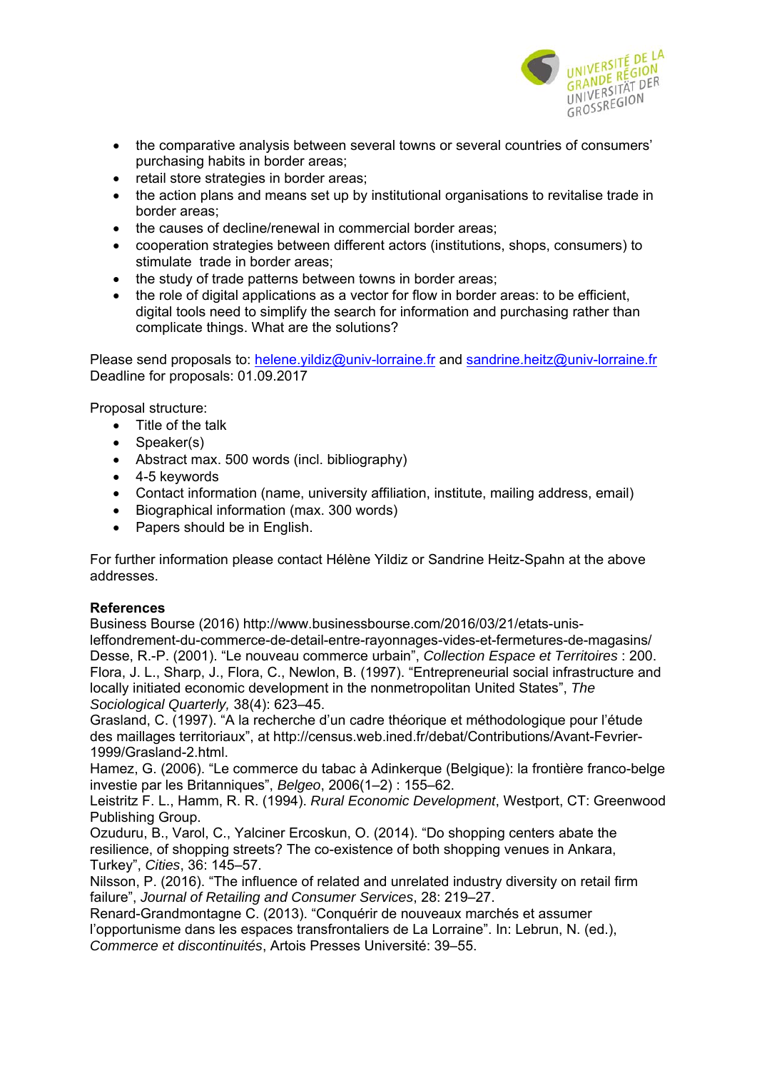- the comparative analysis between several towns or several countries of consumers' purchasing habits in border areas;
- retail store strategies in border areas;
- the action plans and means set up by institutional organisations to revitalise trade in border areas;
- the causes of decline/renewal in commercial border areas;
- cooperation strategies between different actors (institutions, shops, consumers) to stimulate trade in border areas;
- the study of trade patterns between towns in border areas;
- the role of digital applications as a vector for flow in border areas: to be efficient, digital tools need to simplify the search for information and purchasing rather than complicate things. What are the solutions?

Please send proposals to: helene.yildiz@univ-lorraine.fr and sandrine.heitz@univ-lorraine.fr
Deadline for proposals: 01.09.2017

Proposal structure:

- Title of the talk
- Speaker(s)
- Abstract max. 500 words (incl. bibliography)
- 4-5 keywords
- Contact information (name, university affiliation, institute, mailing address, email)
- Biographical information (max. 300 words)
- Papers should be in English.

For further information please contact Hélène Yildiz or Sandrine Heitz-Spahn at the above addresses.

**References**

Business Bourse (2016) http://www.businessbourse.com/2016/03/21/etats-unis-leffondrement-du-commerce-de-detail-entre-rayonnages-vides-et-fermetures-de-magasins/

Desse, R.-P. (2001). "Le nouveau commerce urbain", *Collection Espace et Territoires* : 200.

Flora, J. L., Sharp, J., Flora, C., Newlon, B. (1997). "Entrepreneurial social infrastructure and locally initiated economic development in the nonmetropolitan United States", *The Sociological Quarterly,* 38(4): 623–45.

Grasland, C. (1997). "A la recherche d'un cadre théorique et méthodologique pour l'étude des maillages territoriaux", at http://census.web.ined.fr/debat/Contributions/Avant-Fevrier-1999/Grasland-2.html.

Hamez, G. (2006). "Le commerce du tabac à Adinkerque (Belgique): la frontière franco-belge investie par les Britanniques", *Belgeo*, 2006(1–2) : 155–62.

Leistritz F. L., Hamm, R. R. (1994). *Rural Economic Development*, Westport, CT: Greenwood Publishing Group.

Ozuduru, B., Varol, C., Yalciner Ercoskun, O. (2014). "Do shopping centers abate the resilience, of shopping streets? The co-existence of both shopping venues in Ankara, Turkey", *Cities*, 36: 145–57.

Nilsson, P. (2016). "The influence of related and unrelated industry diversity on retail firm failure", *Journal of Retailing and Consumer Services*, 28: 219–27.

Renard-Grandmontagne C. (2013). "Conquérir de nouveaux marchés et assumer l'opportunisme dans les espaces transfrontaliers de La Lorraine". In: Lebrun, N. (ed.), *Commerce et discontinuités*, Artois Presses Université: 39–55.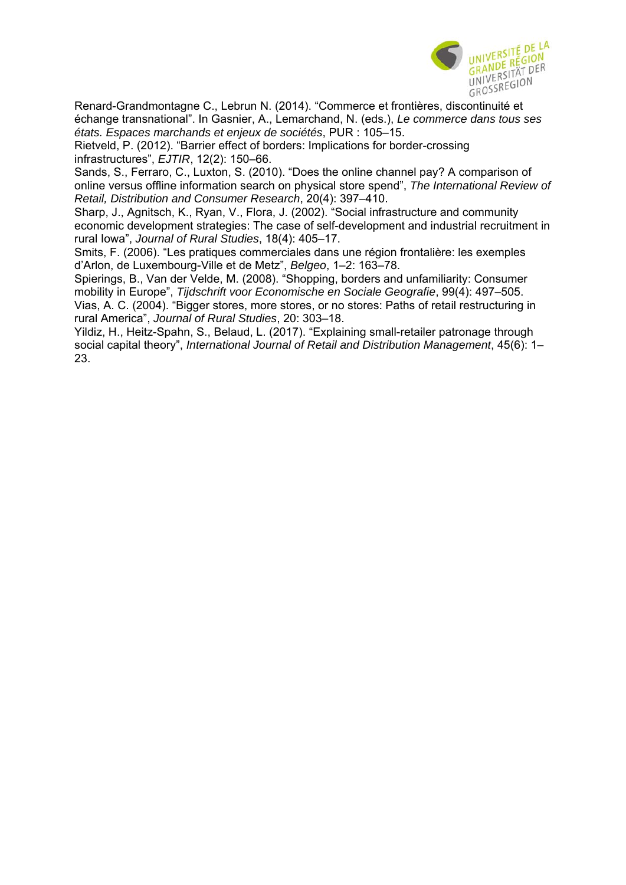Renard-Grandmontagne C., Lebrun N. (2014). “Commerce et frontières, discontinuité et échange transnational”. In Gasnier, A., Lemarchand, N. (eds.), *Le commerce dans tous ses états. Espaces marchands et enjeux de sociétés*, PUR : 105–15.

Rietveld, P. (2012). “Barrier effect of borders: Implications for border-crossing infrastructures”, *EJTIR*, 12(2): 150–66.

Sands, S., Ferraro, C., Luxton, S. (2010). “Does the online channel pay? A comparison of online versus offline information search on physical store spend”, *The International Review of Retail, Distribution and Consumer Research*, 20(4): 397–410.

Sharp, J., Agnitsch, K., Ryan, V., Flora, J. (2002). “Social infrastructure and community economic development strategies: The case of self-development and industrial recruitment in rural Iowa”, *Journal of Rural Studies*, 18(4): 405–17.

Smits, F. (2006). “Les pratiques commerciales dans une région frontalière: les exemples d’Arlon, de Luxembourg-Ville et de Metz”, *Belgeo*, 1–2: 163–78.

Spierings, B., Van der Velde, M. (2008). “Shopping, borders and unfamiliarity: Consumer mobility in Europe”, *Tijdschrift voor Economische en Sociale Geografie*, 99(4): 497–505.

Vias, A. C. (2004). “Bigger stores, more stores, or no stores: Paths of retail restructuring in rural America”, *Journal of Rural Studies*, 20: 303–18.

Yildiz, H., Heitz-Spahn, S., Belaud, L. (2017). “Explaining small-retailer patronage through social capital theory”, *International Journal of Retail and Distribution Management*, 45(6): 1–23.